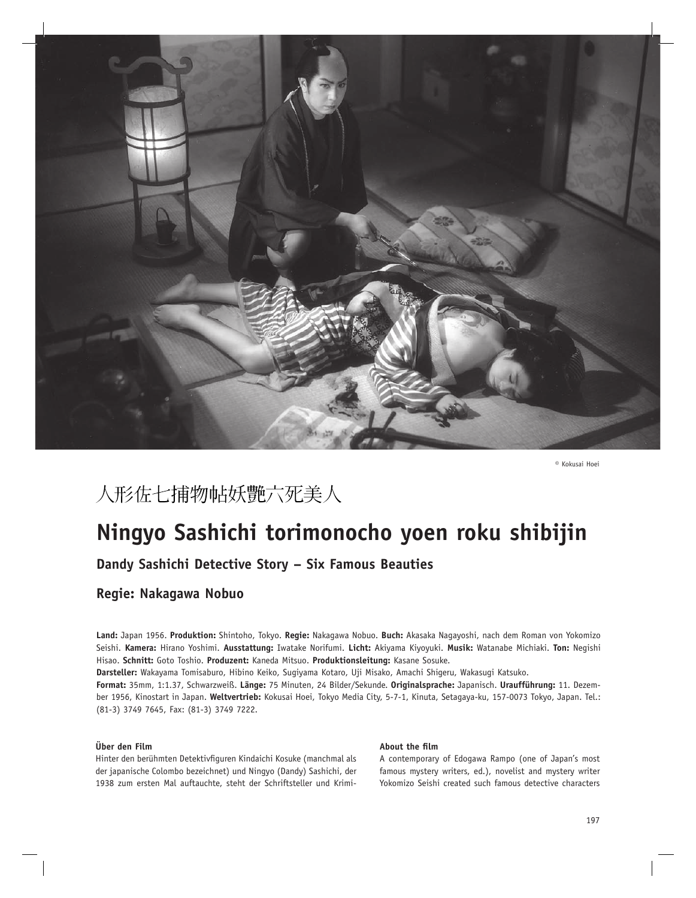© Kokusai Hoei

# 人形佐七捕物帖妖艶六死美人

# Ningyo Sashichi torimonocho yoen roku shibijin

## Dandy Sashichi Detective Story – Six Famous Beauties

## Regie: Nakagawa Nobuo

**Land:** Japan 1956. **Produktion:** Shintoho, Tokyo. **Regie:** Nakagawa Nobuo. **Buch:** Akasaka Nagayoshi, nach dem Roman von Yokomizo Seishi. **Kamera:** Hirano Yoshimi. **Ausstattung:** Iwatake Norifumi. **Licht:** Akiyama Kiyoyuki. **Musik:** Watanabe Michiaki. **Ton:** Negishi Hisao. **Schnitt:** Goto Toshio. **Produzent:** Kaneda Mitsuo. **Produktionsleitung:** Kasane Sosuke.
**Darsteller:** Wakayama Tomisaburo, Hibino Keiko, Sugiyama Kotaro, Uji Misako, Amachi Shigeru, Wakasugi Katsuko.
**Format:** 35mm, 1:1.37, Schwarzweiß. **Länge:** 75 Minuten, 24 Bilder/Sekunde. **Originalsprache:** Japanisch. **Uraufführung:** 11. Dezember 1956, Kinostart in Japan. **Weltvertrieb:** Kokusai Hoei, Tokyo Media City, 5-7-1, Kinuta, Setagaya-ku, 157-0073 Tokyo, Japan. Tel.: (81-3) 3749 7645, Fax: (81-3) 3749 7222.

**Über den Film**

Hinter den berühmten Detektivfiguren Kindaichi Kosuke (manchmal als der japanische Colombo bezeichnet) und Ningyo (Dandy) Sashichi, der 1938 zum ersten Mal auftauchte, steht der Schriftsteller und Krimi-

**About the film**

A contemporary of Edogawa Rampo (one of Japan's most famous mystery writers, ed.), novelist and mystery writer Yokomizo Seishi created such famous detective characters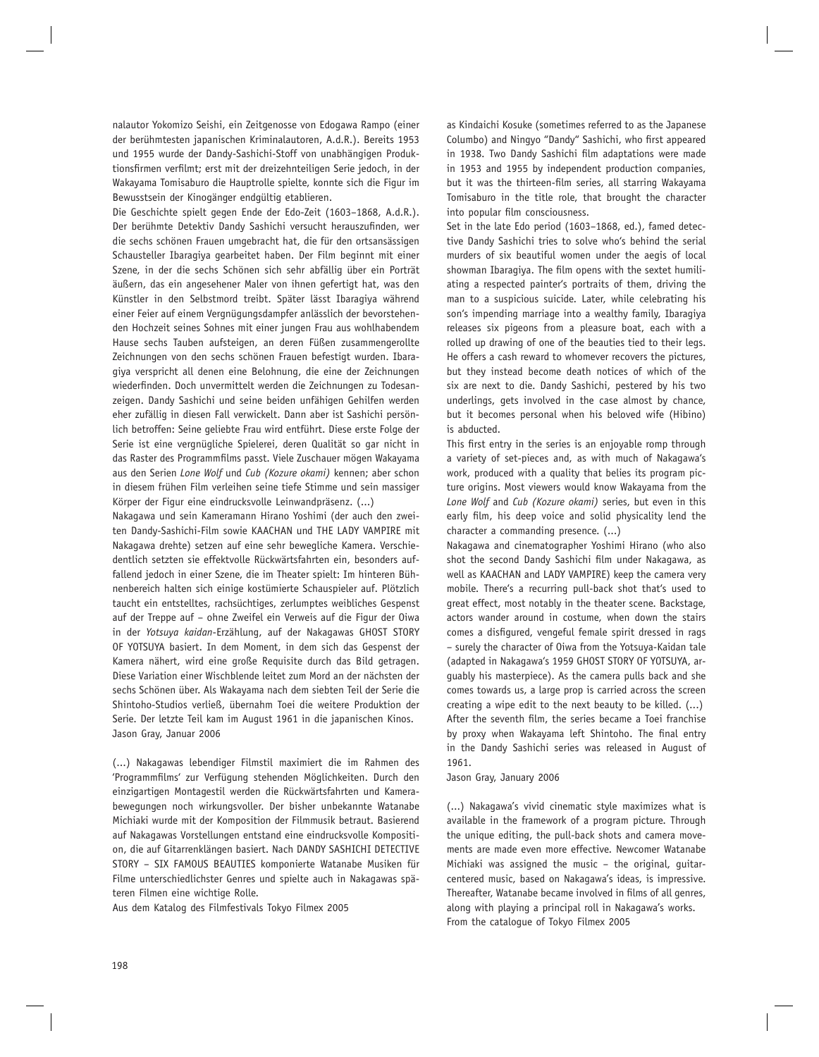nalautor Yokomizo Seishi, ein Zeitgenosse von Edogawa Rampo (einer der berühmtesten japanischen Kriminalautoren, A.d.R.). Bereits 1953 und 1955 wurde der Dandy-Sashichi-Stoff von unabhängigen Produktionsfirmen verfilmt; erst mit der dreizehnteiligen Serie jedoch, in der Wakayama Tomisaburo die Hauptrolle spielte, konnte sich die Figur im Bewusstsein der Kinogänger endgültig etablieren.

Die Geschichte spielt gegen Ende der Edo-Zeit (1603–1868, A.d.R.). Der berühmte Detektiv Dandy Sashichi versucht herauszufinden, wer die sechs schönen Frauen umgebracht hat, die für den ortsansässigen Schausteller Ibaragiya gearbeitet haben. Der Film beginnt mit einer Szene, in der die sechs Schönen sich sehr abfällig über ein Porträt äußern, das ein angesehener Maler von ihnen gefertigt hat, was den Künstler in den Selbstmord treibt. Später lässt Ibaragiya während einer Feier auf einem Vergnügungsdampfer anlässlich der bevorstehenden Hochzeit seines Sohnes mit einer jungen Frau aus wohlhabendem Hause sechs Tauben aufsteigen, an deren Füßen zusammengerollte Zeichnungen von den sechs schönen Frauen befestigt wurden. Ibaragiya verspricht all denen eine Belohnung, die eine der Zeichnungen wiederfinden. Doch unvermittelt werden die Zeichnungen zu Todesanzeigen. Dandy Sashichi und seine beiden unfähigen Gehilfen werden eher zufällig in diesen Fall verwickelt. Dann aber ist Sashichi persönlich betroffen: Seine geliebte Frau wird entführt. Diese erste Folge der Serie ist eine vergnügliche Spielerei, deren Qualität so gar nicht in das Raster des Programmfilms passt. Viele Zuschauer mögen Wakayama aus den Serien *Lone Wolf* und *Cub (Kozure okami)* kennen; aber schon in diesem frühen Film verleihen seine tiefe Stimme und sein massiger Körper der Figur eine eindrucksvolle Leinwandpräsenz. (...)

Nakagawa und sein Kameramann Hirano Yoshimi (der auch den zweiten Dandy-Sashichi-Film sowie KAACHAN und THE LADY VAMPIRE mit Nakagawa drehte) setzen auf eine sehr bewegliche Kamera. Verschiedentlich setzten sie effektvolle Rückwärtsfahrten ein, besonders auffallend jedoch in einer Szene, die im Theater spielt: Im hinteren Bühnenbereich halten sich einige kostümierte Schauspieler auf. Plötzlich taucht ein entstelltes, rachsüchtiges, zerlumptes weibliches Gespenst auf der Treppe auf – ohne Zweifel ein Verweis auf die Figur der Oiwa in der *Yotsuya kaidan*-Erzählung, auf der Nakagawas GHOST STORY OF YOTSUYA basiert. In dem Moment, in dem sich das Gespenst der Kamera nähert, wird eine große Requisite durch das Bild getragen. Diese Variation einer Wischblende leitet zum Mord an der nächsten der sechs Schönen über. Als Wakayama nach dem siebten Teil der Serie die Shintoho-Studios verließ, übernahm Toei die weitere Produktion der Serie. Der letzte Teil kam im August 1961 in die japanischen Kinos.

Jason Gray, Januar 2006

(...) Nakagawas lebendiger Filmstil maximiert die im Rahmen des 'Programmfilms' zur Verfügung stehenden Möglichkeiten. Durch den einzigartigen Montagestil werden die Rückwärtsfahrten und Kamerabewegungen noch wirkungsvoller. Der bisher unbekannte Watanabe Michiaki wurde mit der Komposition der Filmmusik betraut. Basierend auf Nakagawas Vorstellungen entstand eine eindrucksvolle Komposition, die auf Gitarrenklängen basiert. Nach DANDY SASHICHI DETECTIVE STORY – SIX FAMOUS BEAUTIES komponierte Watanabe Musiken für Filme unterschiedlichster Genres und spielte auch in Nakagawas späteren Filmen eine wichtige Rolle.

Aus dem Katalog des Filmfestivals Tokyo Filmex 2005

as Kindaichi Kosuke (sometimes referred to as the Japanese Columbo) and Ningyo "Dandy" Sashichi, who first appeared in 1938. Two Dandy Sashichi film adaptations were made in 1953 and 1955 by independent production companies, but it was the thirteen-film series, all starring Wakayama Tomisaburo in the title role, that brought the character into popular film consciousness.

Set in the late Edo period (1603–1868, ed.), famed detective Dandy Sashichi tries to solve who's behind the serial murders of six beautiful women under the aegis of local showman Ibaragiya. The film opens with the sextet humiliating a respected painter's portraits of them, driving the man to a suspicious suicide. Later, while celebrating his son's impending marriage into a wealthy family, Ibaragiya releases six pigeons from a pleasure boat, each with a rolled up drawing of one of the beauties tied to their legs. He offers a cash reward to whomever recovers the pictures, but they instead become death notices of which of the six are next to die. Dandy Sashichi, pestered by his two underlings, gets involved in the case almost by chance, but it becomes personal when his beloved wife (Hibino) is abducted.

This first entry in the series is an enjoyable romp through a variety of set-pieces and, as with much of Nakagawa's work, produced with a quality that belies its program picture origins. Most viewers would know Wakayama from the *Lone Wolf* and *Cub (Kozure okami)* series, but even in this early film, his deep voice and solid physicality lend the character a commanding presence. (...)

Nakagawa and cinematographer Yoshimi Hirano (who also shot the second Dandy Sashichi film under Nakagawa, as well as KAACHAN and LADY VAMPIRE) keep the camera very mobile. There's a recurring pull-back shot that's used to great effect, most notably in the theater scene. Backstage, actors wander around in costume, when down the stairs comes a disfigured, vengeful female spirit dressed in rags – surely the character of Oiwa from the Yotsuya-Kaidan tale (adapted in Nakagawa's 1959 GHOST STORY OF YOTSUYA, arguably his masterpiece). As the camera pulls back and she comes towards us, a large prop is carried across the screen creating a wipe edit to the next beauty to be killed. (...)

After the seventh film, the series became a Toei franchise by proxy when Wakayama left Shintoho. The final entry in the Dandy Sashichi series was released in August of 1961.

Jason Gray, January 2006

(...) Nakagawa's vivid cinematic style maximizes what is available in the framework of a program picture. Through the unique editing, the pull-back shots and camera movements are made even more effective. Newcomer Watanabe Michiaki was assigned the music – the original, guitar-centered music, based on Nakagawa's ideas, is impressive. Thereafter, Watanabe became involved in films of all genres, along with playing a principal roll in Nakagawa's works.

From the catalogue of Tokyo Filmex 2005